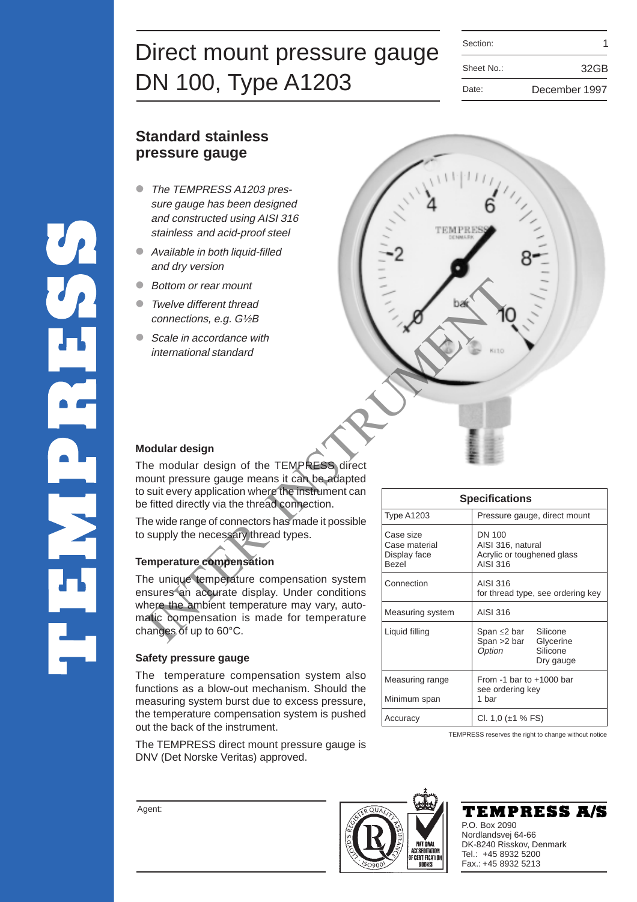# Direct mount pressure gauge DN 100, Type A1203

| Section: | 1 |
|---|---|
| Sheet No.: | 32GB |
| Date: | December 1997 |

## Standard stainless pressure gauge

- *The TEMPRESS A1203 pressure gauge has been designed and constructed using AISI 316 stainless and acid-proof steel*
- *Available in both liquid-filled and dry version*
- *Bottom or rear mount*
- *Twelve different thread connections, e.g. G½B*
- *Scale in accordance with international standard*

### Modular design

The modular design of the TEMPRESS direct mount pressure gauge means it can be adapted to suit every application where the instrument can be fitted directly via the thread connection.

The wide range of connectors has made it possible to supply the necessary thread types.

### Temperature compensation

The unique temperature compensation system ensures an accurate display. Under conditions where the ambient temperature may vary, automatic compensation is made for temperature changes of up to 60°C.

### Safety pressure gauge

The temperature compensation system also functions as a blow-out mechanism. Should the measuring system burst due to excess pressure, the temperature compensation system is pushed out the back of the instrument.

The TEMPRESS direct mount pressure gauge is DNV (Det Norske Veritas) approved.

| Specifications | |
|---|---|
| Type A1203 | Pressure gauge, direct mount |
| Case size<br>Case material<br>Display face<br>Bezel | DN 100<br>AISI 316, natural<br>Acrylic or toughened glass<br>AISI 316 |
| Connection | AISI 316<br>for thread type, see ordering key |
| Measuring system | AISI 316 |
| Liquid filling | Span ≤2 bar: Silicone<br>Span >2 bar: Glycerine<br>*Option*: Silicone<br>Dry gauge |
| Measuring range<br><br>Minimum span | From -1 bar to +1000 bar<br>see ordering key<br>1 bar |
| Accuracy | Cl. 1,0 (±1 % FS) |

TEMPRESS reserves the right to change without notice

Agent:

**TEMPRESS A/S**
P.O. Box 2090
Nordlandsvej 64-66
DK-8240 Risskov, Denmark
Tel.: +45 8932 5200
Fax.: +45 8932 5213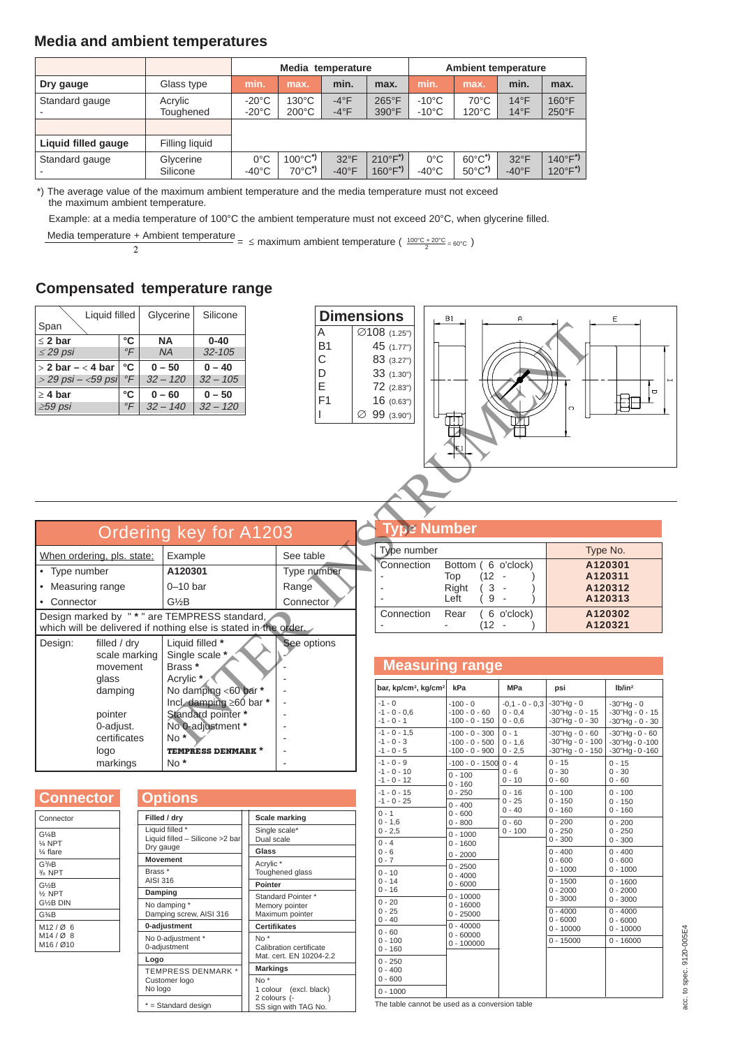## Media and ambient temperatures

| | | Media temperature | | | | Ambient temperature | | | |
|---|---|---|---|---|---|---|---|---|---|
| **Dry gauge** | Glass type | min. | max. | min. | max. | min. | max. | min. | max. |
| Standard gauge<br>- | Acrylic<br>Toughened | -20°C<br>-20°C | 130°C<br>200°C | -4°F<br>-4°F | 265°F<br>390°F | -10°C<br>-10°C | 70°C<br>120°C | 14°F<br>14°F | 160°F<br>250°F |
| | | | | | | | | | |
| **Liquid filled gauge** | Filling liquid | | | | | | | | |
| Standard gauge<br>- | Glycerine<br>Silicone | 0°C<br>-40°C | 100°C*)<br>70°C*) | 32°F<br>-40°F | 210°F*)<br>160°F*) | 0°C<br>-40°C | 60°C*)<br>50°C*) | 32°F<br>-40°F | 140°F*)<br>120°F*) |

*) The average value of the maximum ambient temperature and the media temperature must not exceed the maximum ambient temperature.

Example: at a media temperature of 100°C the ambient temperature must not exceed 20°C, when glycerine filled.

$$\frac{\text{Media temperature + Ambient temperature}}{2} = \leq \text{maximum ambient temperature } \left(\frac{100°C + 20°C}{2} = 60°C\right)$$

## Compensated temperature range

| Span \ Liquid filled | | Glycerine | Silicone |
|---|---|---|---|
| **≤ 2 bar** | **°C** | **NA** | **0-40** |
| *≤ 29 psi* | *°F* | *NA* | *32-105* |
| **> 2 bar – < 4 bar** | **°C** | **0 – 50** | **0 – 40** |
| *> 29 psi – <59 psi* | *°F* | *32 – 120* | *32 – 105* |
| **≥ 4 bar** | **°C** | **0 – 60** | **0 – 50** |
| *≥59 psi* | *°F* | *32 – 140* | *32 – 120* |

## Dimensions

| | |
|---|---|
| A | ∅108 (1.25") |
| B1 | 45 (1.77") |
| C | 83 (3.27") |
| D | 33 (1.30") |
| E | 72 (2.83") |
| F1 | 16 (0.63") |
| I | ∅ 99 (3.90") |

## Ordering key for A1203

| When ordering, pls. state: | Example | See table |
|---|---|---|
| • Type number | A120301 | Type number |
| • Measuring range | 0–10 bar | Range |
| • Connector | G½B | Connector |

Design marked by " * " are TEMPRESS standard, which will be delivered if nothing else is stated in the order.

| Design: | | | |
|---|---|---|---|
| | filled / dry | Liquid filled * | See options |
| | scale marking | Single scale * | - |
| | movement | Brass * | - |
| | glass | Acrylic * | - |
| | damping | No damping <60 bar * | - |
| | | Incl. damping ≥60 bar * | - |
| | pointer | Standard pointer * | - |
| | 0-adjust. | No 0-adjustment * | - |
| | certificates | No * | - |
| | logo | TEMPRESS DENMARK * | - |
| | markings | No * | - |

## Type Number

| Type number | | Type No. |
|---|---|---|
| Connection | Bottom ( 6 o'clock) | **A120301** |
| - | Top (12 - ) | **A120311** |
| - | Right ( 3 - ) | **A120312** |
| - | Left ( 9 - ) | **A120313** |
| Connection | Rear ( 6 o'clock) | **A120302** |
| - | - (12 - ) | **A120321** |

## Connector

| Connector |
|---|
| G½B<br>¼ NPT<br>¼ flare |
| G⅜B<br>⅜ NPT |
| G½B<br>½ NPT<br>G½B DIN |
| G¾B |
| M12 / Ø 6<br>M14 / Ø 8<br>M16 / Ø10 |

## Options

| Filled / dry | Scale marking |
|---|---|
| Liquid filled *<br>Liquid filled – Silicone >2 bar<br>Dry gauge | Single scale*<br>Dual scale |
| **Movement** | **Glass** |
| Brass *<br>AISI 316 | Acrylic *<br>Toughened glass |
| **Damping** | **Pointer** |
| No damping *<br>Damping screw, AISI 316 | Standard Pointer *<br>Memory pointer<br>Maximum pointer |
| **0-adjustment** | **Certifikates** |
| No 0-adjustment *<br>0-adjustment | No *<br>Calibration certificate<br>Mat. cert. EN 10204-2.2 |
| **Logo** | **Markings** |
| TEMPRESS DENMARK *<br>Customer logo<br>No logo | No *<br>1 colour (excl. black)<br>2 colours ( - )<br>SS sign with TAG No. |
| * = Standard design | |

## Measuring range

| bar, kp/cm², kg/cm² | kPa | MPa | psi | lb/in² |
|---|---|---|---|---|
| -1 - 0<br>-1 - 0 - 0,6<br>-1 - 0 - 1 | -100 - 0<br>-100 - 0 - 60<br>-100 - 0 - 150 | -0,1 - 0 - 0,3<br>0 - 0,4<br>0 - 0,6 | -30"Hg - 0<br>-30"Hg - 0 - 15<br>-30"Hg - 0 - 30 | -30"Hg - 0<br>-30"Hg - 0 - 15<br>-30"Hg - 0 - 30 |
| -1 - 0 - 1,5<br>-1 - 0 - 3<br>-1 - 0 - 5 | -100 - 0 - 300<br>-100 - 0 - 500<br>-100 - 0 - 900 | 0 - 1<br>0 - 1,6<br>0 - 2,5 | -30"Hg - 0 - 60<br>-30"Hg - 0 - 100<br>-30"Hg - 0 - 150 | -30"Hg - 0 - 60<br>-30"Hg - 0 -100<br>-30"Hg - 0 -160 |
| -1 - 0 - 9<br>-1 - 0 - 10<br>-1 - 0 - 12 | -100 - 0 - 1500<br>0 - 100<br>0 - 160 | 0 - 4<br>0 - 6<br>0 - 10 | 0 - 15<br>0 - 30<br>0 - 60 | 0 - 15<br>0 - 30<br>0 - 60 |
| -1 - 0 - 15<br>-1 - 0 - 25<br>0 - 1 | 0 - 250<br>0 - 400<br>0 - 600 | 0 - 16<br>0 - 25<br>0 - 40 | 0 - 100<br>0 - 150<br>0 - 160 | 0 - 100<br>0 - 150<br>0 - 160 |
| 0 - 1,6<br>0 - 2,5<br>0 - 4 | 0 - 800<br>0 - 1000<br>0 - 1600 | 0 - 60<br>0 - 100 | 0 - 200<br>0 - 250<br>0 - 300 | 0 - 200<br>0 - 250<br>0 - 300 |
| 0 - 6<br>0 - 7<br>0 - 10 | 0 - 2000<br>0 - 2500<br>0 - 4000 | | 0 - 400<br>0 - 600<br>0 - 1000 | 0 - 400<br>0 - 600<br>0 - 1000 |
| 0 - 14<br>0 - 16<br>0 - 20 | 0 - 6000<br>0 - 10000<br>0 - 16000 | | 0 - 1500<br>0 - 2000<br>0 - 3000 | 0 - 1600<br>0 - 2000<br>0 - 3000 |
| 0 - 25<br>0 - 40<br>0 - 60 | 0 - 25000<br>0 - 40000<br>0 - 60000 | | 0 - 4000<br>0 - 6000<br>0 - 10000 | 0 - 4000<br>0 - 6000<br>0 - 10000 |
| 0 - 100<br>0 - 160 | 0 - 100000 | | 0 - 15000 | 0 - 16000 |
| 0 - 250<br>0 - 400<br>0 - 600 | | | | |
| 0 - 1000 | | | | |

The table cannot be used as a conversion table

acc. to spec. 9120-005E4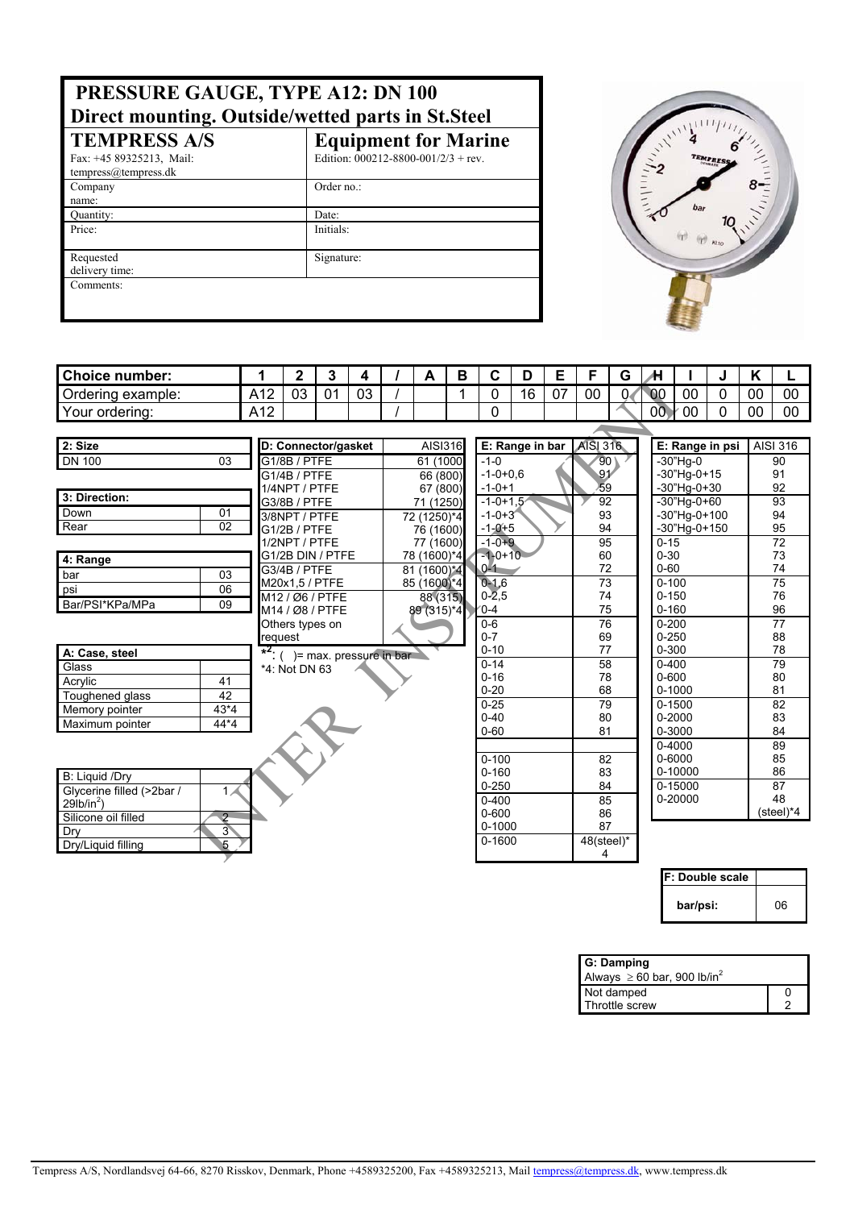# PRESSURE GAUGE, TYPE A12: DN 100

## Direct mounting. Outside/wetted parts in St.Steel

| | |
|---|---|
| **TEMPRESS A/S** Fax: +45 89325213, Mail: tempress@tempress.dk | **Equipment for Marine** Edition: 000212-8800-001/2/3 + rev. |
| Company name: | Order no.: |
| Quantity: | Date: |
| Price: | Initials: |
| Requested delivery time: | Signature: |
| Comments: | |

| Choice number: | 1 | 2 | 3 | 4 | / | A | B | C | D | E | F | G | H | I | J | K | L |
|---|---|---|---|---|---|---|---|---|---|---|---|---|---|---|---|---|---|
| Ordering example: | A12 | 03 | 01 | 03 | / | | 1 | 0 | 16 | 07 | 00 | 0 | 00 | 00 | 0 | 00 | 00 |
| Your ordering: | A12 | | | | / | | | 0 | | | | | 00 | 00 | 0 | 00 | 00 |

| 2: Size | |
|---|---|
| DN 100 | 03 |

| 3: Direction: | |
|---|---|
| Down | 01 |
| Rear | 02 |

| 4: Range | |
|---|---|
| bar | 03 |
| psi | 06 |
| Bar/PSI*KPa/MPa | 09 |

| A: Case, steel | |
|---|---|
| Glass | |
| Acrylic | 41 |
| Toughened glass | 42 |
| Memory pointer | 43*4 |
| Maximum pointer | 44*4 |

| B: Liquid /Dry | |
|---|---|
| Glycerine filled (>2bar / 29lb/in²) | 1 |
| Silicone oil filled | 2 |
| Dry | 3 |
| Dry/Liquid filling | 5 |

| D: Connector/gasket | AISI316 |
|---|---|
| G1/8B / PTFE | 61 (1000) |
| G1/4B / PTFE | 66 (800) |
| 1/4NPT / PTFE | 67 (800) |
| G3/8B / PTFE | 71 (1250) |
| 3/8NPT / PTFE | 72 (1250)*4 |
| G1/2B / PTFE | 76 (1600) |
| 1/2NPT / PTFE | 77 (1600) |
| G1/2B DIN / PTFE | 78 (1600)*4 |
| G3/4B / PTFE | 81 (1600)*4 |
| M20x1,5 / PTFE | 85 (1600)*4 |
| M12 / Ø6 / PTFE | 88 (315) |
| M14 / Ø8 / PTFE | 89 (315)*4 |
| Others types on request | |

*2: ( )= max. pressure in bar
*4: Not DN 63

| E: Range in bar | AISI 316 |
|---|---|
| -1-0 | 90 |
| -1-0+0,6 | 91 |
| -1-0+1 | 59 |
| -1-0+1,5 | 92 |
| -1-0+3 | 93 |
| -1-0+5 | 94 |
| -1-0+9 | 95 |
| -1-0+10 | 60 |
| 0-1 | 72 |
| 0-1,6 | 73 |
| 0-2,5 | 74 |
| 0-4 | 75 |
| 0-6 | 76 |
| 0-7 | 69 |
| 0-10 | 77 |
| 0-14 | 58 |
| 0-16 | 78 |
| 0-20 | 68 |
| 0-25 | 79 |
| 0-40 | 80 |
| 0-60 | 81 |
| 0-100 | 82 |
| 0-160 | 83 |
| 0-250 | 84 |
| 0-400 | 85 |
| 0-600 | 86 |
| 0-1000 | 87 |
| 0-1600 | 48(steel)*4 |

| E: Range in psi | AISI 316 |
|---|---|
| -30"Hg-0 | 90 |
| -30"Hg-0+15 | 91 |
| -30"Hg-0+30 | 92 |
| -30"Hg-0+60 | 93 |
| -30"Hg-0+100 | 94 |
| -30"Hg-0+150 | 95 |
| 0-15 | 72 |
| 0-30 | 73 |
| 0-60 | 74 |
| 0-100 | 75 |
| 0-150 | 76 |
| 0-160 | 96 |
| 0-200 | 77 |
| 0-250 | 88 |
| 0-300 | 78 |
| 0-400 | 79 |
| 0-600 | 80 |
| 0-1000 | 81 |
| 0-1500 | 82 |
| 0-2000 | 83 |
| 0-3000 | 84 |
| 0-4000 | 89 |
| 0-6000 | 85 |
| 0-10000 | 86 |
| 0-15000 | 87 |
| 0-20000 | 48 (steel)*4 |

| F: Double scale | |
|---|---|
| bar/psi: | 06 |

| G: Damping Always ≥ 60 bar, 900 lb/in² | |
|---|---|
| Not damped | 0 |
| Throttle screw | 2 |

Tempress A/S, Nordlandsvej 64-66, 8270 Risskov, Denmark, Phone +4589325200, Fax +4589325213, Mail tempress@tempress.dk, www.tempress.dk